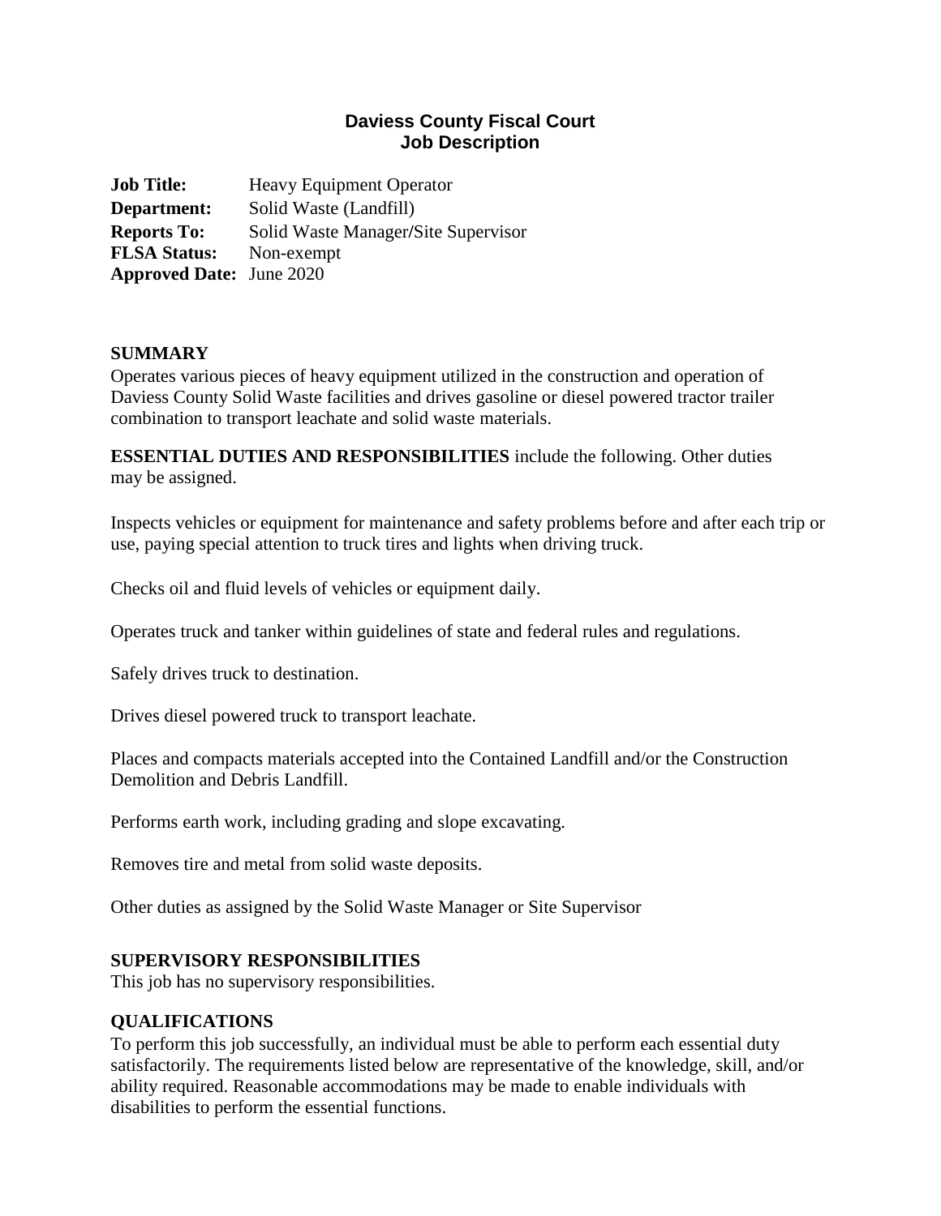# Daviess County Fiscal Court
## Job Description

**Job Title:** Heavy Equipment Operator
**Department:** Solid Waste (Landfill)
**Reports To:** Solid Waste Manager/Site Supervisor
**FLSA Status:** Non-exempt
**Approved Date:** June 2020

## SUMMARY

Operates various pieces of heavy equipment utilized in the construction and operation of Daviess County Solid Waste facilities and drives gasoline or diesel powered tractor trailer combination to transport leachate and solid waste materials.

**ESSENTIAL DUTIES AND RESPONSIBILITIES** include the following. Other duties may be assigned.

Inspects vehicles or equipment for maintenance and safety problems before and after each trip or use, paying special attention to truck tires and lights when driving truck.

Checks oil and fluid levels of vehicles or equipment daily.

Operates truck and tanker within guidelines of state and federal rules and regulations.

Safely drives truck to destination.

Drives diesel powered truck to transport leachate.

Places and compacts materials accepted into the Contained Landfill and/or the Construction Demolition and Debris Landfill.

Performs earth work, including grading and slope excavating.

Removes tire and metal from solid waste deposits.

Other duties as assigned by the Solid Waste Manager or Site Supervisor

## SUPERVISORY RESPONSIBILITIES

This job has no supervisory responsibilities.

## QUALIFICATIONS

To perform this job successfully, an individual must be able to perform each essential duty satisfactorily. The requirements listed below are representative of the knowledge, skill, and/or ability required. Reasonable accommodations may be made to enable individuals with disabilities to perform the essential functions.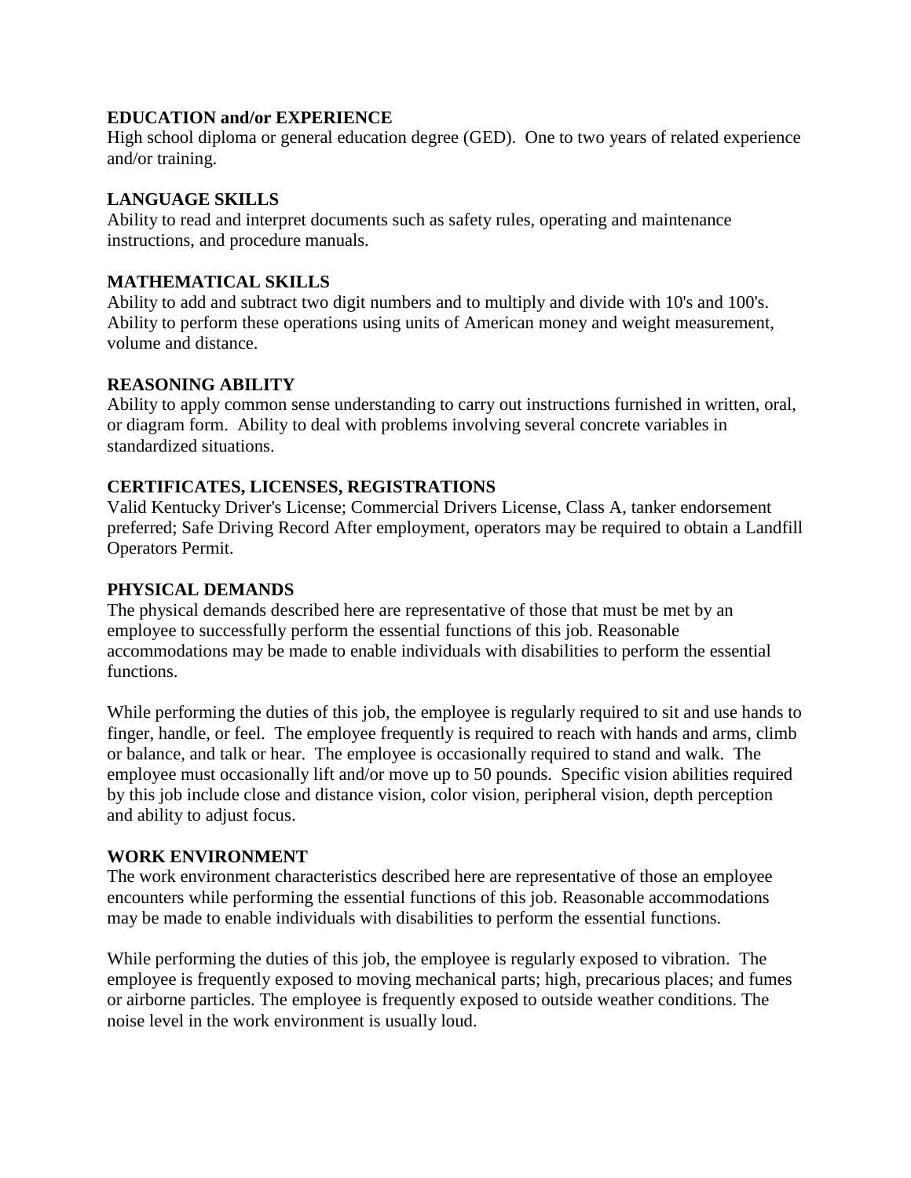**EDUCATION and/or EXPERIENCE**
High school diploma or general education degree (GED). One to two years of related experience and/or training.

**LANGUAGE SKILLS**
Ability to read and interpret documents such as safety rules, operating and maintenance instructions, and procedure manuals.

**MATHEMATICAL SKILLS**
Ability to add and subtract two digit numbers and to multiply and divide with 10's and 100's. Ability to perform these operations using units of American money and weight measurement, volume and distance.

**REASONING ABILITY**
Ability to apply common sense understanding to carry out instructions furnished in written, oral, or diagram form. Ability to deal with problems involving several concrete variables in standardized situations.

**CERTIFICATES, LICENSES, REGISTRATIONS**
Valid Kentucky Driver's License; Commercial Drivers License, Class A, tanker endorsement preferred; Safe Driving Record After employment, operators may be required to obtain a Landfill Operators Permit.

**PHYSICAL DEMANDS**
The physical demands described here are representative of those that must be met by an employee to successfully perform the essential functions of this job. Reasonable accommodations may be made to enable individuals with disabilities to perform the essential functions.

While performing the duties of this job, the employee is regularly required to sit and use hands to finger, handle, or feel. The employee frequently is required to reach with hands and arms, climb or balance, and talk or hear. The employee is occasionally required to stand and walk. The employee must occasionally lift and/or move up to 50 pounds. Specific vision abilities required by this job include close and distance vision, color vision, peripheral vision, depth perception and ability to adjust focus.

**WORK ENVIRONMENT**
The work environment characteristics described here are representative of those an employee encounters while performing the essential functions of this job. Reasonable accommodations may be made to enable individuals with disabilities to perform the essential functions.

While performing the duties of this job, the employee is regularly exposed to vibration. The employee is frequently exposed to moving mechanical parts; high, precarious places; and fumes or airborne particles. The employee is frequently exposed to outside weather conditions. The noise level in the work environment is usually loud.